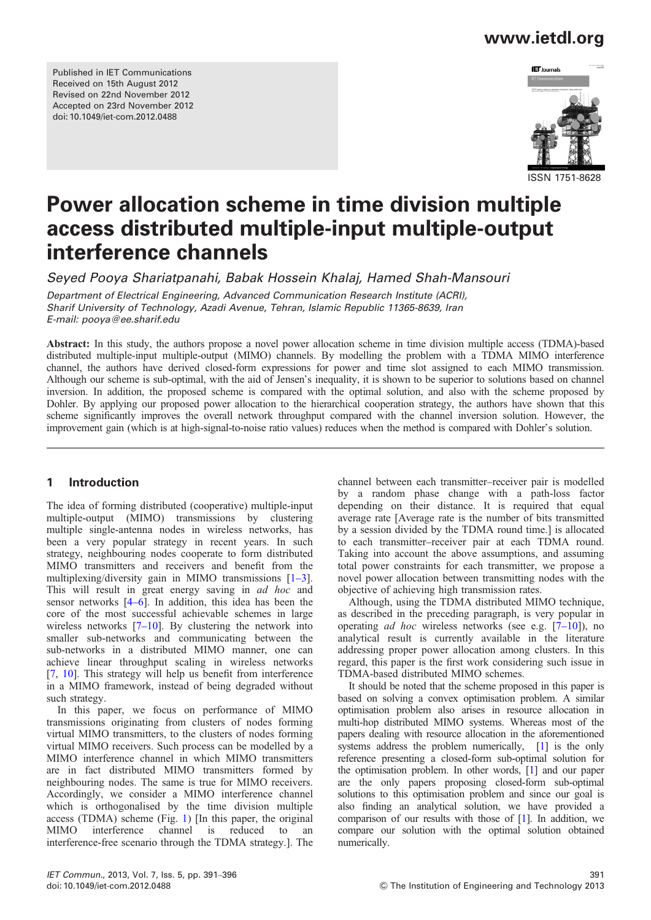Published in IET Communications
Received on 15th August 2012
Revised on 22nd November 2012
Accepted on 23rd November 2012
doi: 10.1049/iet-com.2012.0488

ISSN 1751-8628

# Power allocation scheme in time division multiple access distributed multiple-input multiple-output interference channels

*Seyed Pooya Shariatpanahi, Babak Hossein Khalaj, Hamed Shah-Mansouri*

*Department of Electrical Engineering, Advanced Communication Research Institute (ACRI), Sharif University of Technology, Azadi Avenue, Tehran, Islamic Republic 11365-8639, Iran*
*E-mail: pooya@ee.sharif.edu*

**Abstract:** In this study, the authors propose a novel power allocation scheme in time division multiple access (TDMA)-based distributed multiple-input multiple-output (MIMO) channels. By modelling the problem with a TDMA MIMO interference channel, the authors have derived closed-form expressions for power and time slot assigned to each MIMO transmission. Although our scheme is sub-optimal, with the aid of Jensen's inequality, it is shown to be superior to solutions based on channel inversion. In addition, the proposed scheme is compared with the optimal solution, and also with the scheme proposed by Dohler. By applying our proposed power allocation to the hierarchical cooperation strategy, the authors have shown that this scheme significantly improves the overall network throughput compared with the channel inversion solution. However, the improvement gain (which is at high-signal-to-noise ratio values) reduces when the method is compared with Dohler's solution.

## 1 Introduction

The idea of forming distributed (cooperative) multiple-input multiple-output (MIMO) transmissions by clustering multiple single-antenna nodes in wireless networks, has been a very popular strategy in recent years. In such strategy, neighbouring nodes cooperate to form distributed MIMO transmitters and receivers and benefit from the multiplexing/diversity gain in MIMO transmissions [1–3]. This will result in great energy saving in *ad hoc* and sensor networks [4–6]. In addition, this idea has been the core of the most successful achievable schemes in large wireless networks [7–10]. By clustering the network into smaller sub-networks and communicating between the sub-networks in a distributed MIMO manner, one can achieve linear throughput scaling in wireless networks [7, 10]. This strategy will help us benefit from interference in a MIMO framework, instead of being degraded without such strategy.

In this paper, we focus on performance of MIMO transmissions originating from clusters of nodes forming virtual MIMO transmitters, to the clusters of nodes forming virtual MIMO receivers. Such process can be modelled by a MIMO interference channel in which MIMO transmitters are in fact distributed MIMO transmitters formed by neighbouring nodes. The same is true for MIMO receivers. Accordingly, we consider a MIMO interference channel which is orthogonalised by the time division multiple access (TDMA) scheme (Fig. 1) [In this paper, the original MIMO interference channel is reduced to an interference-free scenario through the TDMA strategy.]. The channel between each transmitter–receiver pair is modelled by a random phase change with a path-loss factor depending on their distance. It is required that equal average rate [Average rate is the number of bits transmitted by a session divided by the TDMA round time.] is allocated to each transmitter–receiver pair at each TDMA round. Taking into account the above assumptions, and assuming total power constraints for each transmitter, we propose a novel power allocation between transmitting nodes with the objective of achieving high transmission rates.

Although, using the TDMA distributed MIMO technique, as described in the preceding paragraph, is very popular in operating *ad hoc* wireless networks (see e.g. [7–10]), no analytical result is currently available in the literature addressing proper power allocation among clusters. In this regard, this paper is the first work considering such issue in TDMA-based distributed MIMO schemes.

It should be noted that the scheme proposed in this paper is based on solving a convex optimisation problem. A similar optimisation problem also arises in resource allocation in multi-hop distributed MIMO systems. Whereas most of the papers dealing with resource allocation in the aforementioned systems address the problem numerically, [1] is the only reference presenting a closed-form sub-optimal solution for the optimisation problem. In other words, [1] and our paper are the only papers proposing closed-form sub-optimal solutions to this optimisation problem and since our goal is also finding an analytical solution, we have provided a comparison of our results with those of [1]. In addition, we compare our solution with the optimal solution obtained numerically.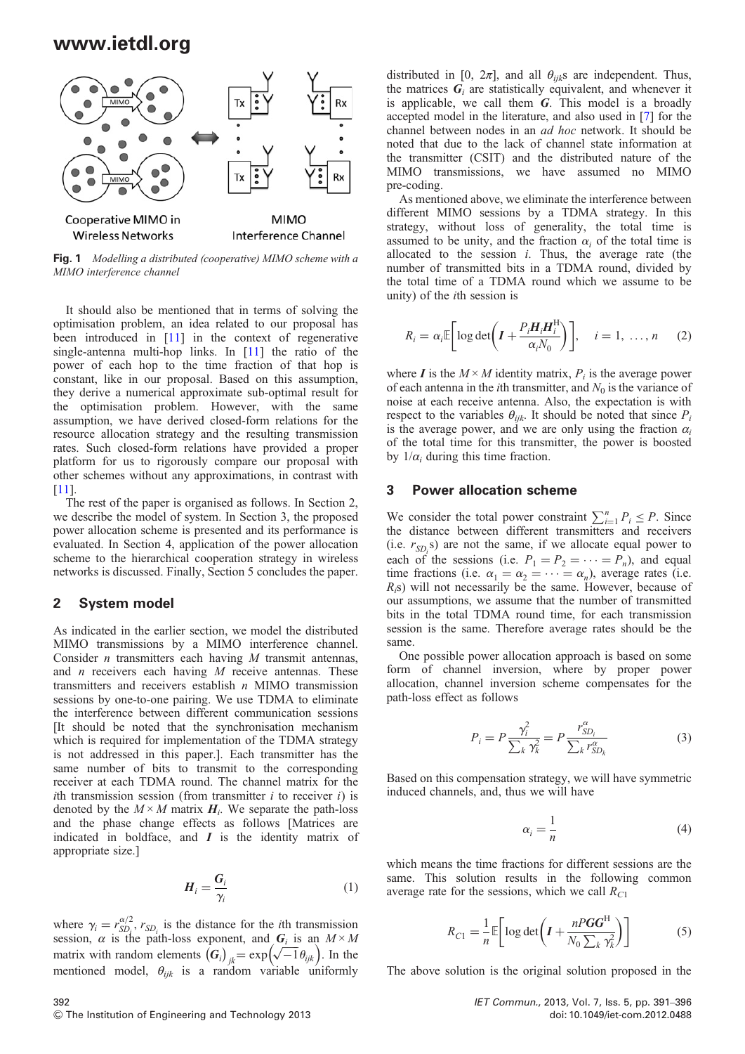Fig. 1 *Modelling a distributed (cooperative) MIMO scheme with a MIMO interference channel*

It should also be mentioned that in terms of solving the optimisation problem, an idea related to our proposal has been introduced in [11] in the context of regenerative single-antenna multi-hop links. In [11] the ratio of the power of each hop to the time fraction of that hop is constant, like in our proposal. Based on this assumption, they derive a numerical approximate sub-optimal result for the optimisation problem. However, with the same assumption, we have derived closed-form relations for the resource allocation strategy and the resulting transmission rates. Such closed-form relations have provided a proper platform for us to rigorously compare our proposal with other schemes without any approximations, in contrast with [11].

The rest of the paper is organised as follows. In Section 2, we describe the model of system. In Section 3, the proposed power allocation scheme is presented and its performance is evaluated. In Section 4, application of the power allocation scheme to the hierarchical cooperation strategy in wireless networks is discussed. Finally, Section 5 concludes the paper.

## 2 System model

As indicated in the earlier section, we model the distributed MIMO transmissions by a MIMO interference channel. Consider $n$ transmitters each having $M$ transmit antennas, and $n$ receivers each having $M$ receive antennas. These transmitters and receivers establish $n$ MIMO transmission sessions by one-to-one pairing. We use TDMA to eliminate the interference between different communication sessions [It should be noted that the synchronisation mechanism which is required for implementation of the TDMA strategy is not addressed in this paper.]. Each transmitter has the same number of bits to transmit to the corresponding receiver at each TDMA round. The channel matrix for the $i$th transmission session (from transmitter $i$ to receiver $i$) is denoted by the $M \times M$ matrix $\boldsymbol{H}_i$. We separate the path-loss and the phase change effects as follows [Matrices are indicated in boldface, and $\boldsymbol{I}$ is the identity matrix of appropriate size.]

$$\boldsymbol{H}_i = \frac{\boldsymbol{G}_i}{\gamma_i} \tag{1}$$

where $\gamma_i = r_{SD_i}^{\alpha/2}$, $r_{SD_i}$ is the distance for the $i$th transmission session, $\alpha$ is the path-loss exponent, and $\boldsymbol{G}_i$ is an $M \times M$ matrix with random elements $(\boldsymbol{G}_i)_{jk} = \exp\left(\sqrt{-1}\theta_{ijk}\right)$. In the mentioned model, $\theta_{ijk}$ is a random variable uniformly distributed in $[0, 2\pi]$, and all $\theta_{ijk}$s are independent. Thus, the matrices $\boldsymbol{G}_i$ are statistically equivalent, and whenever it is applicable, we call them $\boldsymbol{G}$. This model is a broadly accepted model in the literature, and also used in [7] for the channel between nodes in an *ad hoc* network. It should be noted that due to the lack of channel state information at the transmitter (CSIT) and the distributed nature of the MIMO transmissions, we have assumed no MIMO pre-coding.

As mentioned above, we eliminate the interference between different MIMO sessions by a TDMA strategy. In this strategy, without loss of generality, the total time is assumed to be unity, and the fraction $\alpha_i$ of the total time is allocated to the session $i$. Thus, the average rate (the number of transmitted bits in a TDMA round, divided by the total time of a TDMA round which we assume to be unity) of the $i$th session is

$$R_i = \alpha_i \mathbb{E}\left[\log\det\left(\boldsymbol{I} + \frac{P_i \boldsymbol{H}_i \boldsymbol{H}_i^{\mathrm{H}}}{\alpha_i N_0}\right)\right], \quad i = 1, \ldots, n \tag{2}$$

where $\boldsymbol{I}$ is the $M \times M$ identity matrix, $P_i$ is the average power of each antenna in the $i$th transmitter, and $N_0$ is the variance of noise at each receive antenna. Also, the expectation is with respect to the variables $\theta_{ijk}$. It should be noted that since $P_i$ is the average power, and we are only using the fraction $\alpha_i$ of the total time for this transmitter, the power is boosted by $1/\alpha_i$ during this time fraction.

## 3 Power allocation scheme

We consider the total power constraint $\sum_{i=1}^{n} P_i \le P$. Since the distance between different transmitters and receivers (i.e. $r_{SD_i}$s) are not the same, if we allocate equal power to each of the sessions (i.e. $P_1 = P_2 = \cdots = P_n$), and equal time fractions (i.e. $\alpha_1 = \alpha_2 = \cdots = \alpha_n$), average rates (i.e. $R_i$s) will not necessarily be the same. However, because of our assumptions, we assume that the number of transmitted bits in the total TDMA round time, for each transmission session is the same. Therefore average rates should be the same.

One possible power allocation approach is based on some form of channel inversion, where by proper power allocation, channel inversion scheme compensates for the path-loss effect as follows

$$P_i = P\frac{\gamma_i^2}{\sum_k \gamma_k^2} = P\frac{r_{SD_i}^{\alpha}}{\sum_k r_{SD_k}^{\alpha}} \tag{3}$$

Based on this compensation strategy, we will have symmetric induced channels, and, thus we will have

$$\alpha_i = \frac{1}{n} \tag{4}$$

which means the time fractions for different sessions are the same. This solution results in the following common average rate for the sessions, which we call $R_{C1}$

$$R_{C1} = \frac{1}{n}\mathbb{E}\left[\log\det\left(\boldsymbol{I} + \frac{nP\boldsymbol{G}\boldsymbol{G}^{\mathrm{H}}}{N_0 \sum_k \gamma_k^2}\right)\right] \tag{5}$$

The above solution is the original solution proposed in the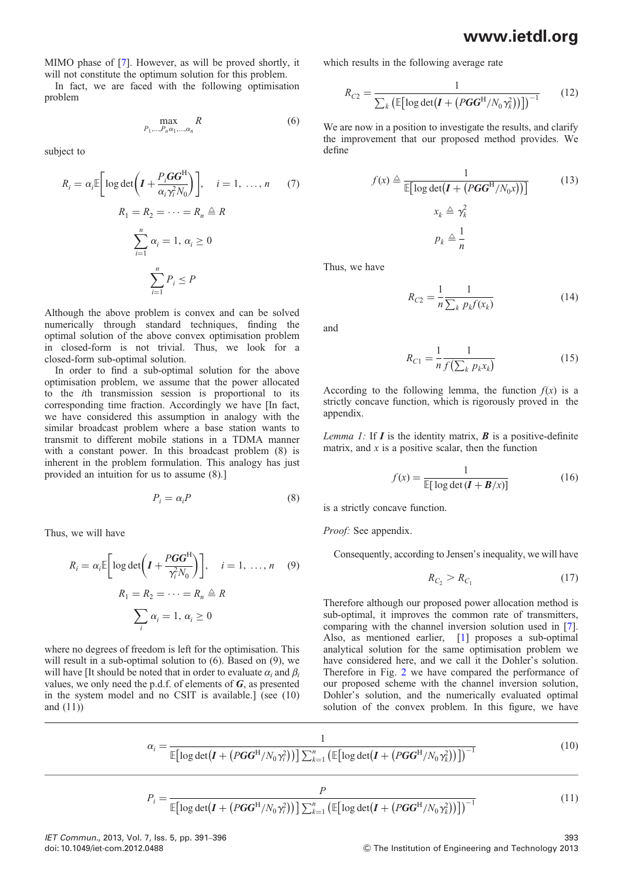MIMO phase of [7]. However, as will be proved shortly, it will not constitute the optimum solution for this problem.

In fact, we are faced with the following optimisation problem

$$\max_{P_1,\ldots,P_n\alpha_1,\ldots,\alpha_n} R \tag{6}$$

subject to

$$R_i = \alpha_i \mathbb{E}\left[\log\det\left(\boldsymbol{I} + \frac{P_i \boldsymbol{G}\boldsymbol{G}^{\mathrm{H}}}{\alpha_i \gamma_i^2 N_0}\right)\right], \quad i = 1, \ldots, n \tag{7}$$

$$R_1 = R_2 = \cdots = R_n \triangleq R$$

$$\sum_{i=1}^{n} \alpha_i = 1,\ \alpha_i \geq 0$$

$$\sum_{i=1}^{n} P_i \leq P$$

Although the above problem is convex and can be solved numerically through standard techniques, finding the optimal solution of the above convex optimisation problem in closed-form is not trivial. Thus, we look for a closed-form sub-optimal solution.

In order to find a sub-optimal solution for the above optimisation problem, we assume that the power allocated to the $i$th transmission session is proportional to its corresponding time fraction. Accordingly we have [In fact, we have considered this assumption in analogy with the similar broadcast problem where a base station wants to transmit to different mobile stations in a TDMA manner with a constant power. In this broadcast problem (8) is inherent in the problem formulation. This analogy has just provided an intuition for us to assume (8).]

$$P_i = \alpha_i P \tag{8}$$

Thus, we will have

$$R_i = \alpha_i \mathbb{E}\left[\log\det\left(\boldsymbol{I} + \frac{P\boldsymbol{G}\boldsymbol{G}^{\mathrm{H}}}{\gamma_i^2 N_0}\right)\right], \quad i = 1, \ldots, n \tag{9}$$

$$R_1 = R_2 = \cdots = R_n \triangleq R$$

$$\sum_{i} \alpha_i = 1,\ \alpha_i \geq 0$$

where no degrees of freedom is left for the optimisation. This will result in a sub-optimal solution to (6). Based on (9), we will have [It should be noted that in order to evaluate $\alpha_i$ and $\beta_i$ values, we only need the p.d.f. of elements of $\boldsymbol{G}$, as presented in the system model and no CSIT is available.] (see (10) and (11))

$$\alpha_i = \frac{1}{\mathbb{E}\left[\log\det\left(\boldsymbol{I} + \left(P\boldsymbol{G}\boldsymbol{G}^{\mathrm{H}}/N_0\gamma_i^2\right)\right)\right]\sum_{k=1}^{n}\left(\mathbb{E}\left[\log\det\left(\boldsymbol{I} + \left(P\boldsymbol{G}\boldsymbol{G}^{\mathrm{H}}/N_0\gamma_k^2\right)\right)\right]\right)^{-1}} \tag{10}$$

$$P_i = \frac{P}{\mathbb{E}\left[\log\det\left(\boldsymbol{I} + \left(P\boldsymbol{G}\boldsymbol{G}^{\mathrm{H}}/N_0\gamma_i^2\right)\right)\right]\sum_{k=1}^{n}\left(\mathbb{E}\left[\log\det\left(\boldsymbol{I} + \left(P\boldsymbol{G}\boldsymbol{G}^{\mathrm{H}}/N_0\gamma_k^2\right)\right)\right]\right)^{-1}} \tag{11}$$

which results in the following average rate

$$R_{C2} = \frac{1}{\sum_k \left(\mathbb{E}\left[\log\det\left(\boldsymbol{I} + \left(P\boldsymbol{G}\boldsymbol{G}^{\mathrm{H}}/N_0\gamma_k^2\right)\right)\right]\right)^{-1}} \tag{12}$$

We are now in a position to investigate the results, and clarify the improvement that our proposed method provides. We define

$$f(x) \triangleq \frac{1}{\mathbb{E}\left[\log\det\left(\boldsymbol{I} + \left(P\boldsymbol{G}\boldsymbol{G}^{\mathrm{H}}/N_0 x\right)\right)\right]} \tag{13}$$

$$x_k \triangleq \gamma_k^2$$

$$p_k \triangleq \frac{1}{n}$$

Thus, we have

$$R_{C2} = \frac{1}{n}\frac{1}{\sum_k p_k f(x_k)} \tag{14}$$

and

$$R_{C1} = \frac{1}{n}\frac{1}{f\left(\sum_k p_k x_k\right)} \tag{15}$$

According to the following lemma, the function $f(x)$ is a strictly concave function, which is rigorously proved in the appendix.

*Lemma 1:* If $\boldsymbol{I}$ is the identity matrix, $\boldsymbol{B}$ is a positive-definite matrix, and $x$ is a positive scalar, then the function

$$f(x) = \frac{1}{\mathbb{E}[\log\det(\boldsymbol{I} + \boldsymbol{B}/x)]} \tag{16}$$

is a strictly concave function.

*Proof:* See appendix.

Consequently, according to Jensen's inequality, we will have

$$R_{C_2} > R_{C_1} \tag{17}$$

Therefore although our proposed power allocation method is sub-optimal, it improves the common rate of transmitters, comparing with the channel inversion solution used in [7]. Also, as mentioned earlier, [1] proposes a sub-optimal analytical solution for the same optimisation problem we have considered here, and we call it the Dohler's solution. Therefore in Fig. 2 we have compared the performance of our proposed scheme with the channel inversion solution, Dohler's solution, and the numerically evaluated optimal solution of the convex problem. In this figure, we have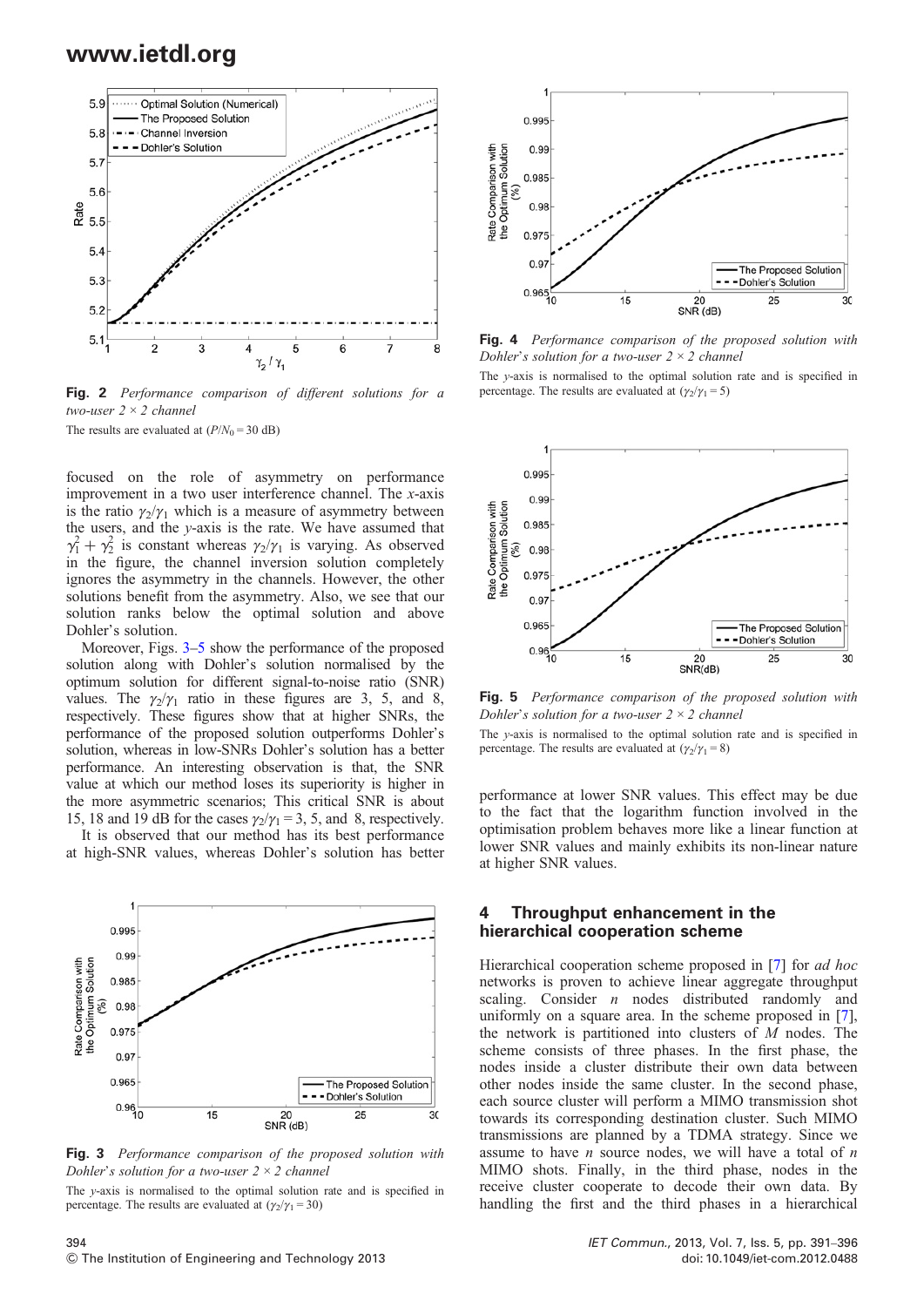**Fig. 2** *Performance comparison of different solutions for a two-user 2 × 2 channel*

The results are evaluated at ($P/N_0 = 30$ dB)

focused on the role of asymmetry on performance improvement in a two user interference channel. The *x*-axis is the ratio $\gamma_2/\gamma_1$ which is a measure of asymmetry between the users, and the *y*-axis is the rate. We have assumed that $\gamma_1^2 + \gamma_2^2$ is constant whereas $\gamma_2/\gamma_1$ is varying. As observed in the figure, the channel inversion solution completely ignores the asymmetry in the channels. However, the other solutions benefit from the asymmetry. Also, we see that our solution ranks below the optimal solution and above Dohler's solution.

Moreover, Figs. 3–5 show the performance of the proposed solution along with Dohler's solution normalised by the optimum solution for different signal-to-noise ratio (SNR) values. The $\gamma_2/\gamma_1$ ratio in these figures are 3, 5, and 8, respectively. These figures show that at higher SNRs, the performance of the proposed solution outperforms Dohler's solution, whereas in low-SNRs Dohler's solution has a better performance. An interesting observation is that, the SNR value at which our method loses its superiority is higher in the more asymmetric scenarios; This critical SNR is about 15, 18 and 19 dB for the cases $\gamma_2/\gamma_1 = 3$, 5, and 8, respectively.

It is observed that our method has its best performance at high-SNR values, whereas Dohler's solution has better performance at lower SNR values. This effect may be due to the fact that the logarithm function involved in the optimisation problem behaves more like a linear function at lower SNR values and mainly exhibits its non-linear nature at higher SNR values.

**Fig. 3** *Performance comparison of the proposed solution with Dohler's solution for a two-user 2 × 2 channel*

The *y*-axis is normalised to the optimal solution rate and is specified in percentage. The results are evaluated at ($\gamma_2/\gamma_1 = 30$)

**Fig. 4** *Performance comparison of the proposed solution with Dohler's solution for a two-user 2 × 2 channel*

The *y*-axis is normalised to the optimal solution rate and is specified in percentage. The results are evaluated at ($\gamma_2/\gamma_1 = 5$)

**Fig. 5** *Performance comparison of the proposed solution with Dohler's solution for a two-user 2 × 2 channel*

The *y*-axis is normalised to the optimal solution rate and is specified in percentage. The results are evaluated at ($\gamma_2/\gamma_1 = 8$)

## 4 Throughput enhancement in the hierarchical cooperation scheme

Hierarchical cooperation scheme proposed in [7] for *ad hoc* networks is proven to achieve linear aggregate throughput scaling. Consider $n$ nodes distributed randomly and uniformly on a square area. In the scheme proposed in [7], the network is partitioned into clusters of $M$ nodes. The scheme consists of three phases. In the first phase, the nodes inside a cluster distribute their own data between other nodes inside the same cluster. In the second phase, each source cluster will perform a MIMO transmission shot towards its corresponding destination cluster. Such MIMO transmissions are planned by a TDMA strategy. Since we assume to have $n$ source nodes, we will have a total of $n$ MIMO shots. Finally, in the third phase, nodes in the receive cluster cooperate to decode their own data. By handling the first and the third phases in a hierarchical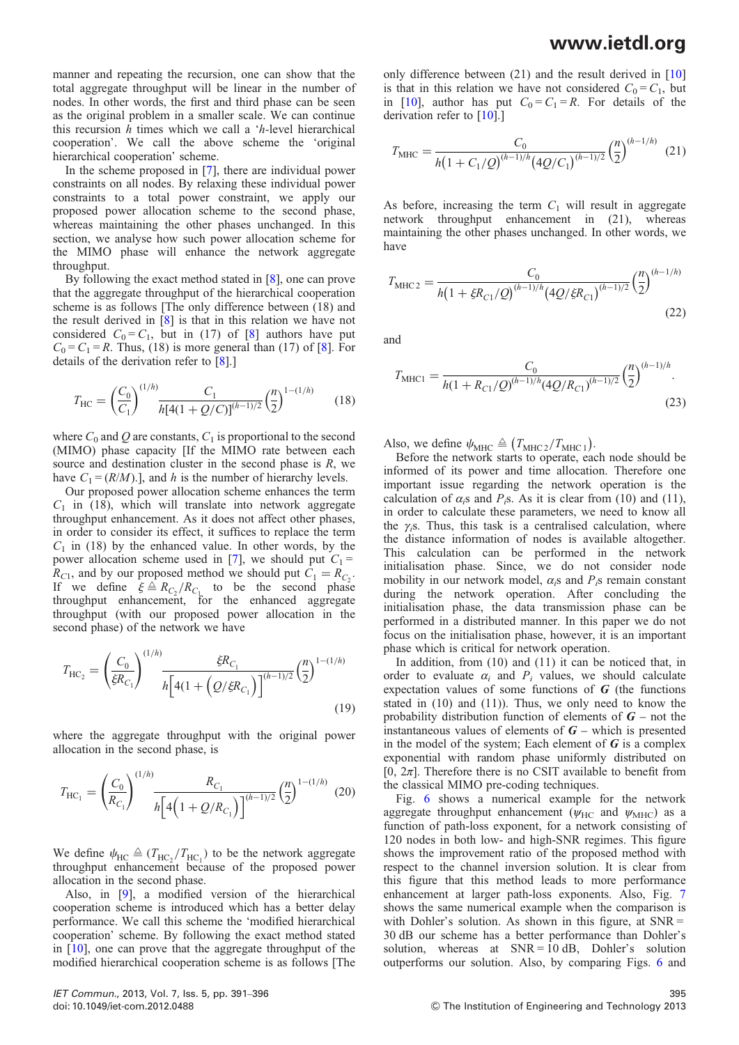manner and repeating the recursion, one can show that the total aggregate throughput will be linear in the number of nodes. In other words, the first and third phases can be seen as the original problem in a smaller scale. We can continue this recursion $h$ times which we call a '$h$-level hierarchical cooperation'. We call the above scheme the 'original hierarchical cooperation' scheme.

In the scheme proposed in [7], there are individual power constraints on all nodes. By relaxing these individual power constraints to a total power constraint, we apply our proposed power allocation scheme to the second phase, whereas maintaining the other phases unchanged. In this section, we analyse how such power allocation scheme for the MIMO phase will enhance the network aggregate throughput.

By following the exact method stated in [8], one can prove that the aggregate throughput of the hierarchical cooperation scheme is as follows [The only difference between (18) and the result derived in [8] is that in this relation we have not considered $C_0 = C_1$, but in (17) of [8] authors have put $C_0 = C_1 = R$. Thus, (18) is more general than (17) of [8]. For details of the derivation refer to [8].]

$$T_{\mathrm{HC}} = \left(\frac{C_0}{C_1}\right)^{(1/h)} \frac{C_1}{h[4(1+Q/C)]^{(h-1)/2}} \left(\frac{n}{2}\right)^{1-(1/h)} \tag{18}$$

where $C_0$ and $Q$ are constants, $C_1$ is proportional to the second (MIMO) phase capacity [If the MIMO rate between each source and destination cluster in the second phase is $R$, we have $C_1 = (R/M)$.], and $h$ is the number of hierarchy levels.

Our proposed power allocation scheme enhances the term $C_1$ in (18), which will translate into network aggregate throughput enhancement. As it does not affect other phases, in order to consider its effect, it suffices to replace the term $C_1$ in (18) by the enhanced value. In other words, by the power allocation scheme used in [7], we should put $C_1 = R_{C1}$, and by our proposed method we should put $C_1 = R_{C_2}$. If we define $\xi \triangleq R_{C_2}/R_{C_1}$ to be the second phase throughput enhancement, for the enhanced aggregate throughput (with our proposed power allocation in the second phase) of the network we have

$$T_{\mathrm{HC}_2} = \left(\frac{C_0}{\xi R_{C_1}}\right)^{(1/h)} \frac{\xi R_{C_1}}{h\left[4\left(1+\left(Q/\xi R_{C_1}\right)\right]^{(h-1)/2}\right.} \left(\frac{n}{2}\right)^{1-(1/h)} \tag{19}$$

where the aggregate throughput with the original power allocation in the second phase, is

$$T_{\mathrm{HC}_1} = \left(\frac{C_0}{R_{C_1}}\right)^{(1/h)} \frac{R_{C_1}}{h\left[4\left(1+Q/R_{C_1}\right)\right]^{(h-1)/2}} \left(\frac{n}{2}\right)^{1-(1/h)} \tag{20}$$

We define $\psi_{\mathrm{HC}} \triangleq (T_{\mathrm{HC}_2}/T_{\mathrm{HC}_1})$ to be the network aggregate throughput enhancement because of the proposed power allocation in the second phase.

Also, in [9], a modified version of the hierarchical cooperation scheme is introduced which has a better delay performance. We call this scheme the 'modified hierarchical cooperation' scheme. By following the exact method stated in [10], one can prove that the aggregate throughput of the modified hierarchical cooperation scheme is as follows [The only difference between (21) and the result derived in [10] is that in this relation we have not considered $C_0 = C_1$, but in [10], author has put $C_0 = C_1 = R$. For details of the derivation refer to [10].]

$$T_{\mathrm{MHC}} = \frac{C_0}{h\left(1+C_1/Q\right)^{(h-1)/h}\left(4Q/C_1\right)^{(h-1)/2}} \left(\frac{n}{2}\right)^{(h-1/h)} \tag{21}$$

As before, increasing the term $C_1$ will result in aggregate network throughput enhancement in (21), whereas maintaining the other phases unchanged. In other words, we have

$$T_{\mathrm{MHC}\,2} = \frac{C_0}{h\left(1+\xi R_{C1}/Q\right)^{(h-1)/h}\left(4Q/\xi R_{C1}\right)^{(h-1)/2}} \left(\frac{n}{2}\right)^{(h-1/h)} \tag{22}$$

and

$$T_{\mathrm{MHC}1} = \frac{C_0}{h(1+R_{C1}/Q)^{(h-1)/h}\left(4Q/R_{C1}\right)^{(h-1)/2}} \left(\frac{n}{2}\right)^{(h-1)/h}. \tag{23}$$

Also, we define $\psi_{\mathrm{MHC}} \triangleq \left(T_{\mathrm{MHC}\,2}/T_{\mathrm{MHC}\,1}\right)$.

Before the network starts to operate, each node should be informed of its power and time allocation. Therefore one other important issue regarding the network operation is the calculation of $\alpha_i$s and $P_i$s. As it is clear from (10) and (11), in order to calculate these parameters, we need to know all the $\gamma_i$s. Thus, this task is a centralised calculation, where the distance information of nodes is available altogether. This calculation can be performed in the network initialisation phase. Since, we do not consider node mobility in our network model, $\alpha_i$s and $P_i$s remain constant during the network operation. After concluding the initialisation phase, the data transmission phase can be performed in a distributed manner. In this paper we do not focus on the initialisation phase, however, it is an important phase which is critical for network operation.

In addition, from (10) and (11) it can be noticed that, in order to evaluate $\alpha_i$ and $P_i$ values, we should calculate expectation values of some functions of $\boldsymbol{G}$ (the functions stated in (10) and (11)). Thus, we only need to know the probability distribution function of elements of $\boldsymbol{G}$ – not the instantaneous values of elements of $\boldsymbol{G}$ – which is presented in the model of the system; Each element of $\boldsymbol{G}$ is a complex exponential with random phase uniformly distributed on $[0, 2\pi]$. Therefore there is no CSIT available to benefit from the classical MIMO pre-coding techniques.

Fig. 6 shows a numerical example for the network aggregate throughput enhancement ($\psi_{\mathrm{HC}}$ and $\psi_{\mathrm{MHC}}$) as a function of path-loss exponent, for a network consisting of 120 nodes in both low- and high-SNR regimes. This figure shows the improvement ratio of the proposed method with respect to the channel inversion solution. It is clear from this figure that this method leads to more performance enhancement at larger path-loss exponents. Also, Fig. 7 shows the same numerical example when the comparison is with Dohler's solution. As shown in this figure, at SNR = 30 dB our scheme has a better performance than Dohler's solution, whereas at SNR = 10 dB, Dohler's solution outperforms our solution. Also, by comparing Figs. 6 and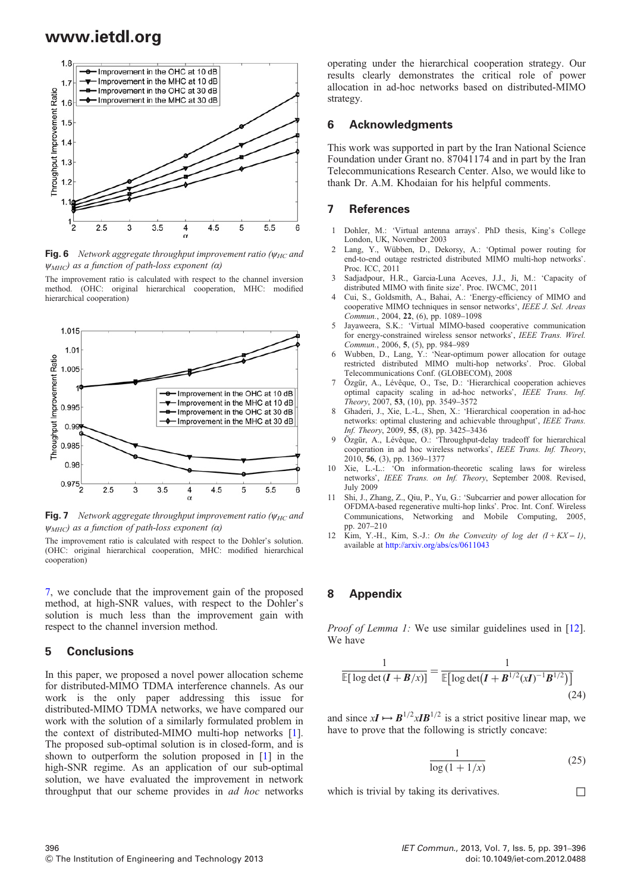1.8
1.7
1.6
1.5
1.4
1.3
1.2
1.1
1
2 2.5 3 3.5 4 4.5 5 5.5 6
α
Throughput Improvement Ratio
Improvement in the OHC at 10 dB
Improvement in the MHC at 10 dB
Improvement in the OHC at 30 dB
Improvement in the MHC at 30 dB

**Fig. 6** *Network aggregate throughput improvement ratio ($\psi_{HC}$ and $\psi_{MHC}$) as a function of path-loss exponent ($\alpha$)*

The improvement ratio is calculated with respect to the channel inversion method. (OHC: original hierarchical cooperation, MHC: modified hierarchical cooperation)

1.015
1.01
1.005
1
0.995
0.99
0.985
0.98
0.975
2 2.5 3 3.5 4 4.5 5 5.5 6
α
Throughput Improvement Ratio
Improvement in the OHC at 10 dB
Improvement in the MHC at 10 dB
Improvement in the OHC at 30 dB
Improvement in the MHC at 30 dB

**Fig. 7** *Network aggregate throughput improvement ratio ($\psi_{HC}$ and $\psi_{MHC}$) as a function of path-loss exponent ($\alpha$)*

The improvement ratio is calculated with respect to the Dohler's solution. (OHC: original hierarchical cooperation, MHC: modified hierarchical cooperation)

7, we conclude that the improvement gain of the proposed method, at high-SNR values, with respect to the Dohler's solution is much less than the improvement gain with respect to the channel inversion method.

## 5 Conclusions

In this paper, we proposed a novel power allocation scheme for distributed-MIMO TDMA interference channels. As our work is the only paper addressing this issue for distributed-MIMO TDMA networks, we have compared our work with the solution of a similarly formulated problem in the context of distributed-MIMO multi-hop networks [1]. The proposed sub-optimal solution is in closed-form, and is shown to outperform the solution proposed in [1] in the high-SNR regime. As an application of our sub-optimal solution, we have evaluated the improvement in network throughput that our scheme provides in *ad hoc* networks operating under the hierarchical cooperation strategy. Our results clearly demonstrates the critical role of power allocation in ad-hoc networks based on distributed-MIMO strategy.

## 6 Acknowledgments

This work was supported in part by the Iran National Science Foundation under Grant no. 87041174 and in part by the Iran Telecommunications Research Center. Also, we would like to thank Dr. A.M. Khodaian for his helpful comments.

## 7 References

1. Dohler, M.: 'Virtual antenna arrays'. PhD thesis, King's College London, UK, November 2003
2. Lang, Y., Wübben, D., Dekorsy, A.: 'Optimal power routing for end-to-end outage restricted distributed MIMO multi-hop networks'. Proc. ICC, 2011
3. Sadjadpour, H.R., Garcia-Luna Aceves, J.J., Ji, M.: 'Capacity of distributed MIMO with finite size'. Proc. IWCMC, 2011
4. Cui, S., Goldsmith, A., Bahai, A.: 'Energy-efficiency of MIMO and cooperative MIMO techniques in sensor networks', *IEEE J. Sel. Areas Commun.*, 2004, **22**, (6), pp. 1089–1098
5. Jayaweera, S.K.: 'Virtual MIMO-based cooperative communication for energy-constrained wireless sensor networks', *IEEE Trans. Wirel. Commun.*, 2006, **5**, (5), pp. 984–989
6. Wubben, D., Lang, Y.: 'Near-optimum power allocation for outage restricted distributed MIMO multi-hop networks'. Proc. Global Telecommunications Conf. (GLOBECOM), 2008
7. Özgür, A., Lévêque, O., Tse, D.: 'Hierarchical cooperation achieves optimal capacity scaling in ad-hoc networks', *IEEE Trans. Inf. Theory*, 2007, **53**, (10), pp. 3549–3572
8. Ghaderi, J., Xie, L.-L., Shen, X.: 'Hierarchical cooperation in ad-hoc networks: optimal clustering and achievable throughput', *IEEE Trans. Inf. Theory*, 2009, **55**, (8), pp. 3425–3436
9. Özgür, A., Lévêque, O.: 'Throughput-delay tradeoff for hierarchical cooperation in ad hoc wireless networks', *IEEE Trans. Inf. Theory*, 2010, **56**, (3), pp. 1369–1377
10. Xie, L.-L.: 'On information-theoretic scaling laws for wireless networks', *IEEE Trans. on Inf. Theory*, September 2008. Revised, July 2009
11. Shi, J., Zhang, Z., Qiu, P., Yu, G.: 'Subcarrier and power allocation for OFDMA-based regenerative multi-hop links'. Proc. Int. Conf. Wireless Communications, Networking and Mobile Computing, 2005, pp. 207–210
12. Kim, Y.-H., Kim, S.-J.: *On the Convexity of log det (I + KX − 1)*, available at http://arxiv.org/abs/cs/0611043

## 8 Appendix

*Proof of Lemma 1:* We use similar guidelines used in [12]. We have

$$\frac{1}{\mathbb{E}[\log\det(\boldsymbol{I}+\boldsymbol{B}/x)]}=\frac{1}{\mathbb{E}\left[\log\det\left(\boldsymbol{I}+\boldsymbol{B}^{1/2}(x\boldsymbol{I})^{-1}\boldsymbol{B}^{1/2}\right)\right]} \tag{24}$$

and since $x\boldsymbol{I}\mapsto \boldsymbol{B}^{1/2}x\boldsymbol{I}\boldsymbol{B}^{1/2}$ is a strict positive linear map, we have to prove that the following is strictly concave:

$$\frac{1}{\log(1+1/x)} \tag{25}$$

which is trivial by taking its derivatives. □